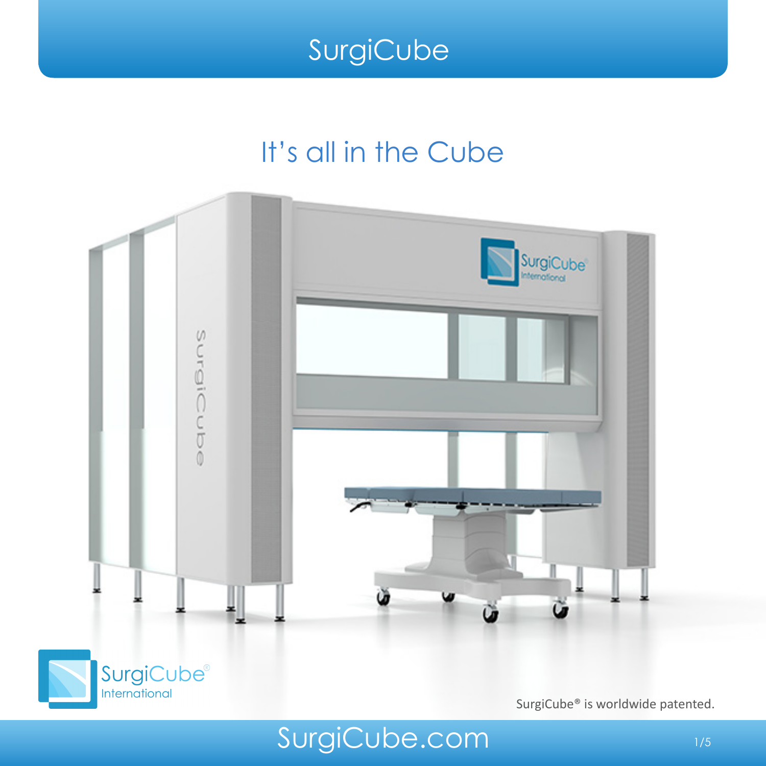# SurgiCube

## It's all in the Cube

SurgiCube® International

SurgiCube® is worldwide patented.

SurgiCube.com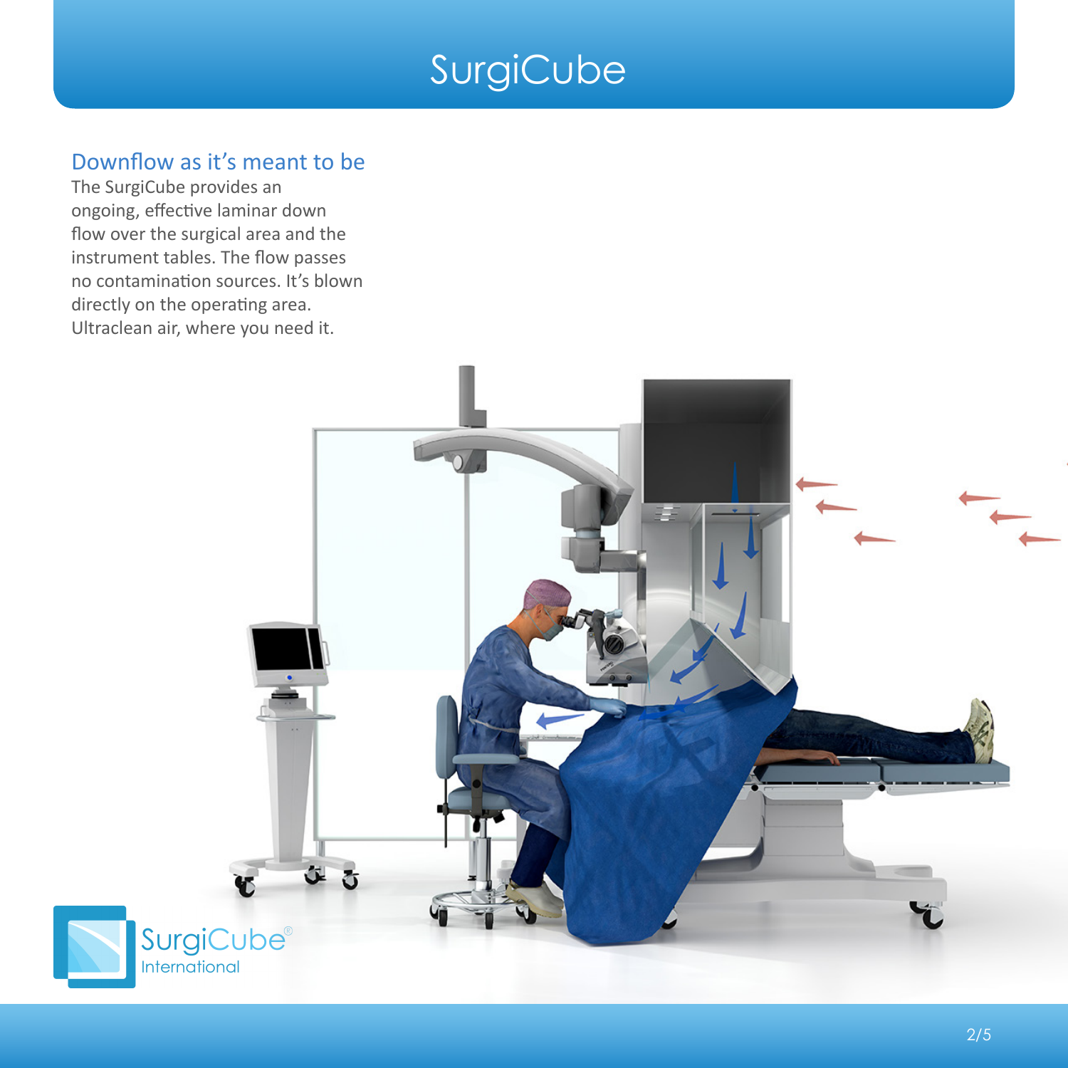# SurgiCube

## Downflow as it's meant to be

The SurgiCube provides an ongoing, effective laminar down flow over the surgical area and the instrument tables. The flow passes no contamination sources. It's blown directly on the operating area. Ultraclean air, where you need it.

SurgiCube®
International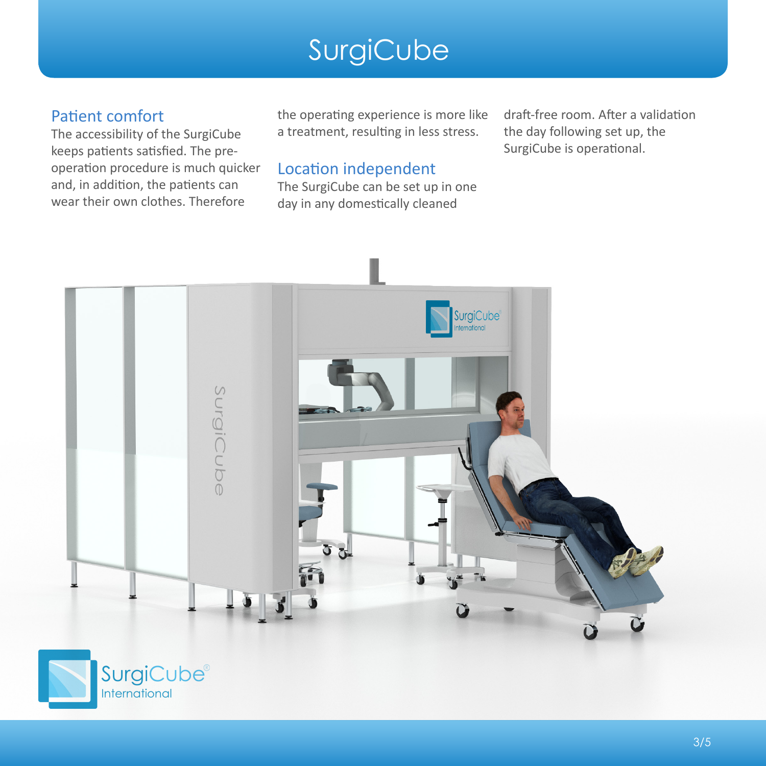# SurgiCube

## Patient comfort

The accessibility of the SurgiCube keeps patients satisfied. The pre-operation procedure is much quicker and, in addition, the patients can wear their own clothes. Therefore the operating experience is more like a treatment, resulting in less stress.

## Location independent

The SurgiCube can be set up in one day in any domestically cleaned draft-free room. After a validation the day following set up, the SurgiCube is operational.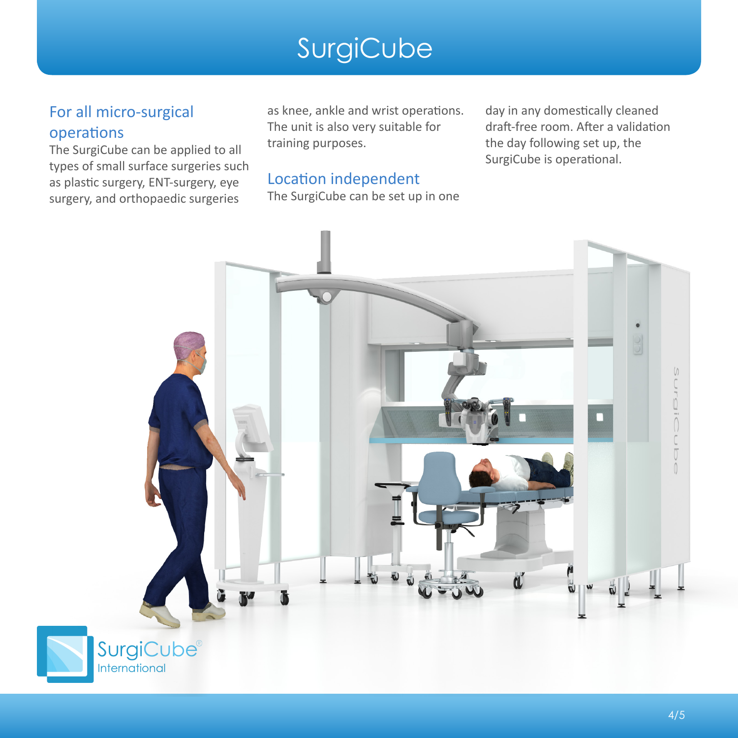# SurgiCube

## For all micro-surgical operations

The SurgiCube can be applied to all types of small surface surgeries such as plastic surgery, ENT-surgery, eye surgery, and orthopaedic surgeries as knee, ankle and wrist operations. The unit is also very suitable for training purposes.

## Location independent

The SurgiCube can be set up in one day in any domestically cleaned draft-free room. After a validation the day following set up, the SurgiCube is operational.

SurgiCube® International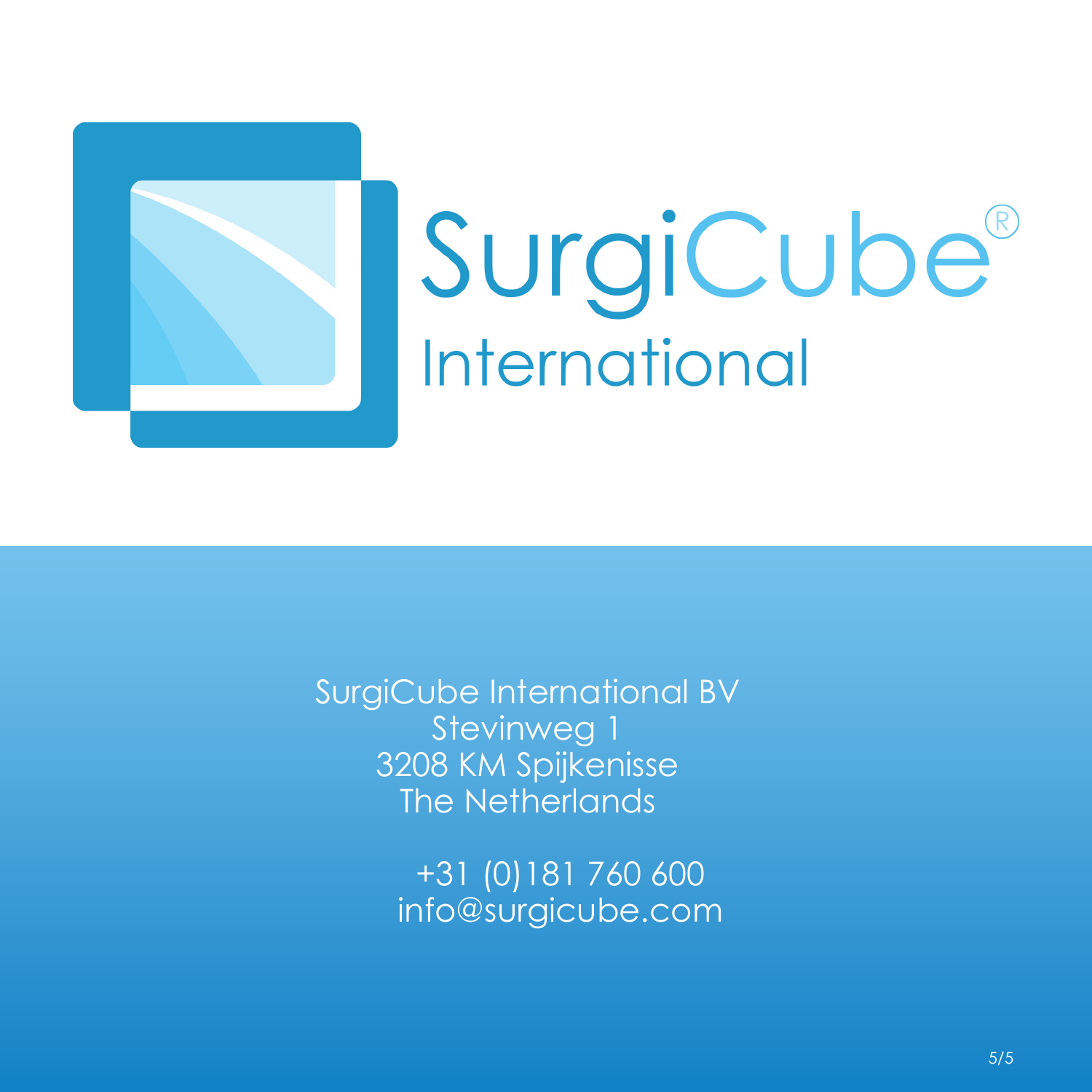SurgiCube®
International

SurgiCube International BV
Stevinweg 1
3208 KM Spijkenisse
The Netherlands

+31 (0)181 760 600
info@surgicube.com